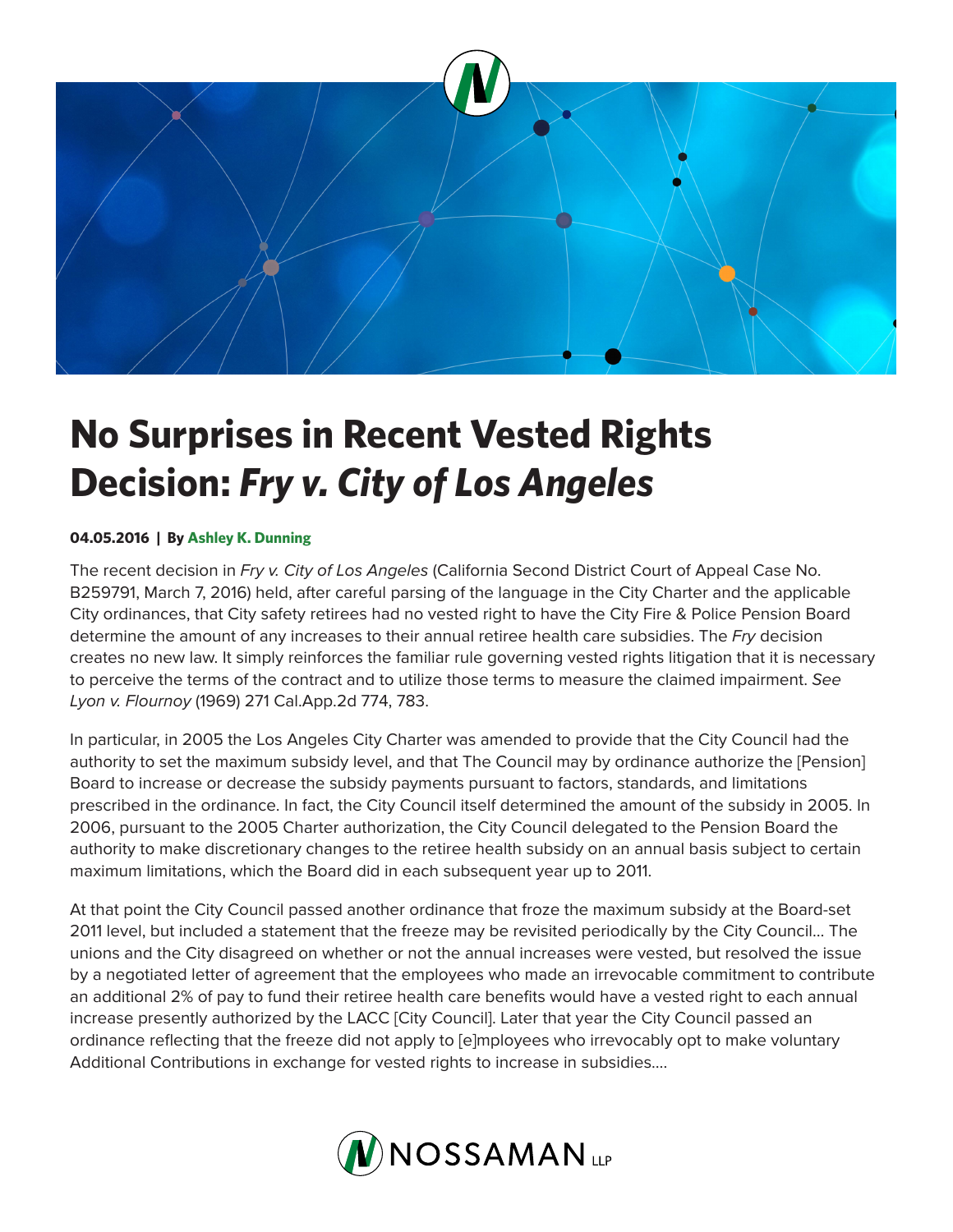# No Surprises in Recent Vested Rights Decision: *Fry v. City of Los Angeles*

**04.05.2016 | By Ashley K. Dunning**

The recent decision in *Fry v. City of Los Angeles* (California Second District Court of Appeal Case No. B259791, March 7, 2016) held, after careful parsing of the language in the City Charter and the applicable City ordinances, that City safety retirees had no vested right to have the City Fire & Police Pension Board determine the amount of any increases to their annual retiree health care subsidies. The *Fry* decision creates no new law. It simply reinforces the familiar rule governing vested rights litigation that it is necessary to perceive the terms of the contract and to utilize those terms to measure the claimed impairment. *See Lyon v. Flournoy* (1969) 271 Cal.App.2d 774, 783.

In particular, in 2005 the Los Angeles City Charter was amended to provide that the City Council had the authority to set the maximum subsidy level, and that The Council may by ordinance authorize the [Pension] Board to increase or decrease the subsidy payments pursuant to factors, standards, and limitations prescribed in the ordinance. In fact, the City Council itself determined the amount of the subsidy in 2005. In 2006, pursuant to the 2005 Charter authorization, the City Council delegated to the Pension Board the authority to make discretionary changes to the retiree health subsidy on an annual basis subject to certain maximum limitations, which the Board did in each subsequent year up to 2011.

At that point the City Council passed another ordinance that froze the maximum subsidy at the Board-set 2011 level, but included a statement that the freeze may be revisited periodically by the City Council... The unions and the City disagreed on whether or not the annual increases were vested, but resolved the issue by a negotiated letter of agreement that the employees who made an irrevocable commitment to contribute an additional 2% of pay to fund their retiree health care benefits would have a vested right to each annual increase presently authorized by the LACC [City Council]. Later that year the City Council passed an ordinance reflecting that the freeze did not apply to [e]mployees who irrevocably opt to make voluntary Additional Contributions in exchange for vested rights to increase in subsidies....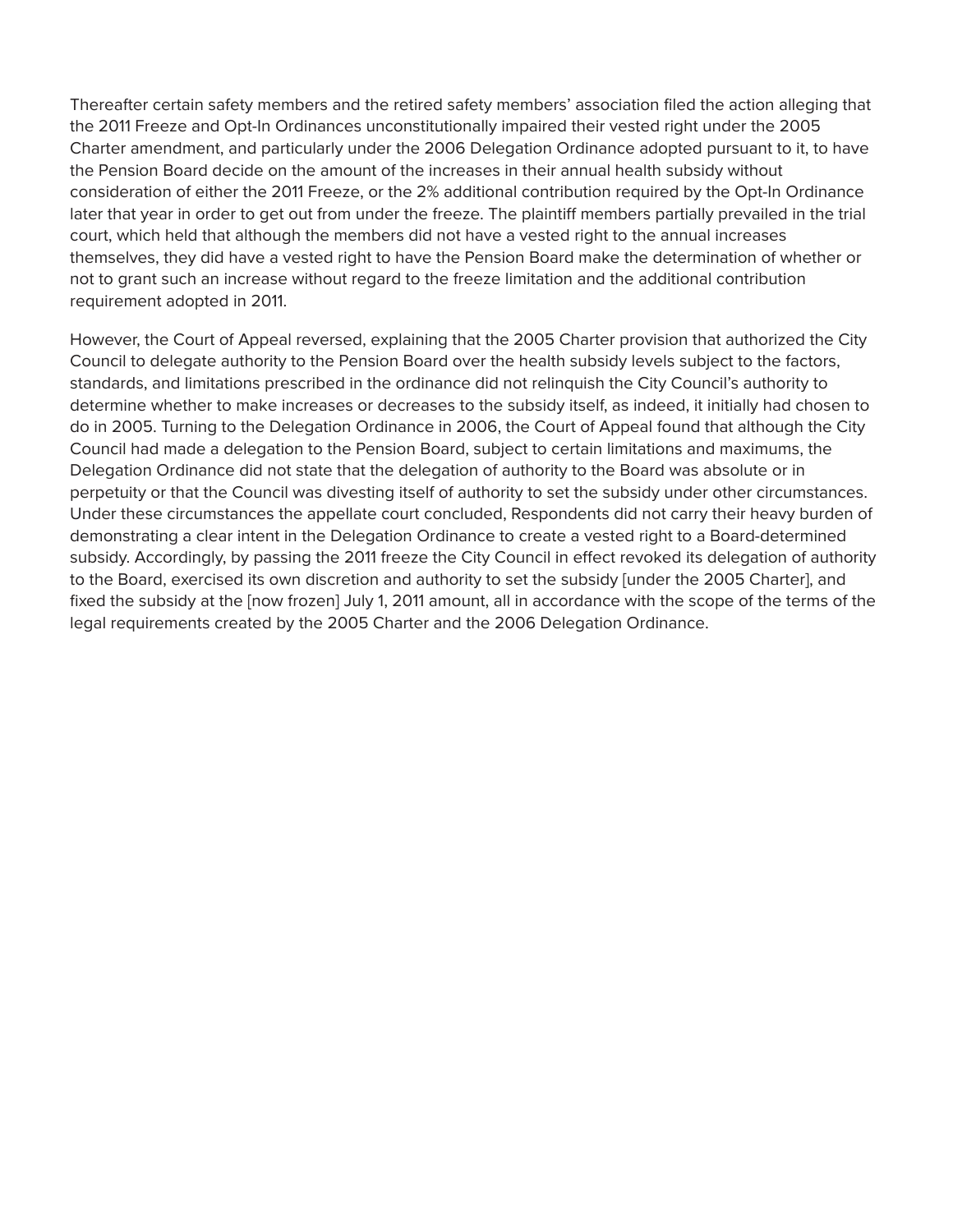Thereafter certain safety members and the retired safety members' association filed the action alleging that the 2011 Freeze and Opt-In Ordinances unconstitutionally impaired their vested right under the 2005 Charter amendment, and particularly under the 2006 Delegation Ordinance adopted pursuant to it, to have the Pension Board decide on the amount of the increases in their annual health subsidy without consideration of either the 2011 Freeze, or the 2% additional contribution required by the Opt-In Ordinance later that year in order to get out from under the freeze. The plaintiff members partially prevailed in the trial court, which held that although the members did not have a vested right to the annual increases themselves, they did have a vested right to have the Pension Board make the determination of whether or not to grant such an increase without regard to the freeze limitation and the additional contribution requirement adopted in 2011.

However, the Court of Appeal reversed, explaining that the 2005 Charter provision that authorized the City Council to delegate authority to the Pension Board over the health subsidy levels subject to the factors, standards, and limitations prescribed in the ordinance did not relinquish the City Council's authority to determine whether to make increases or decreases to the subsidy itself, as indeed, it initially had chosen to do in 2005. Turning to the Delegation Ordinance in 2006, the Court of Appeal found that although the City Council had made a delegation to the Pension Board, subject to certain limitations and maximums, the Delegation Ordinance did not state that the delegation of authority to the Board was absolute or in perpetuity or that the Council was divesting itself of authority to set the subsidy under other circumstances. Under these circumstances the appellate court concluded, Respondents did not carry their heavy burden of demonstrating a clear intent in the Delegation Ordinance to create a vested right to a Board-determined subsidy. Accordingly, by passing the 2011 freeze the City Council in effect revoked its delegation of authority to the Board, exercised its own discretion and authority to set the subsidy [under the 2005 Charter], and fixed the subsidy at the [now frozen] July 1, 2011 amount, all in accordance with the scope of the terms of the legal requirements created by the 2005 Charter and the 2006 Delegation Ordinance.